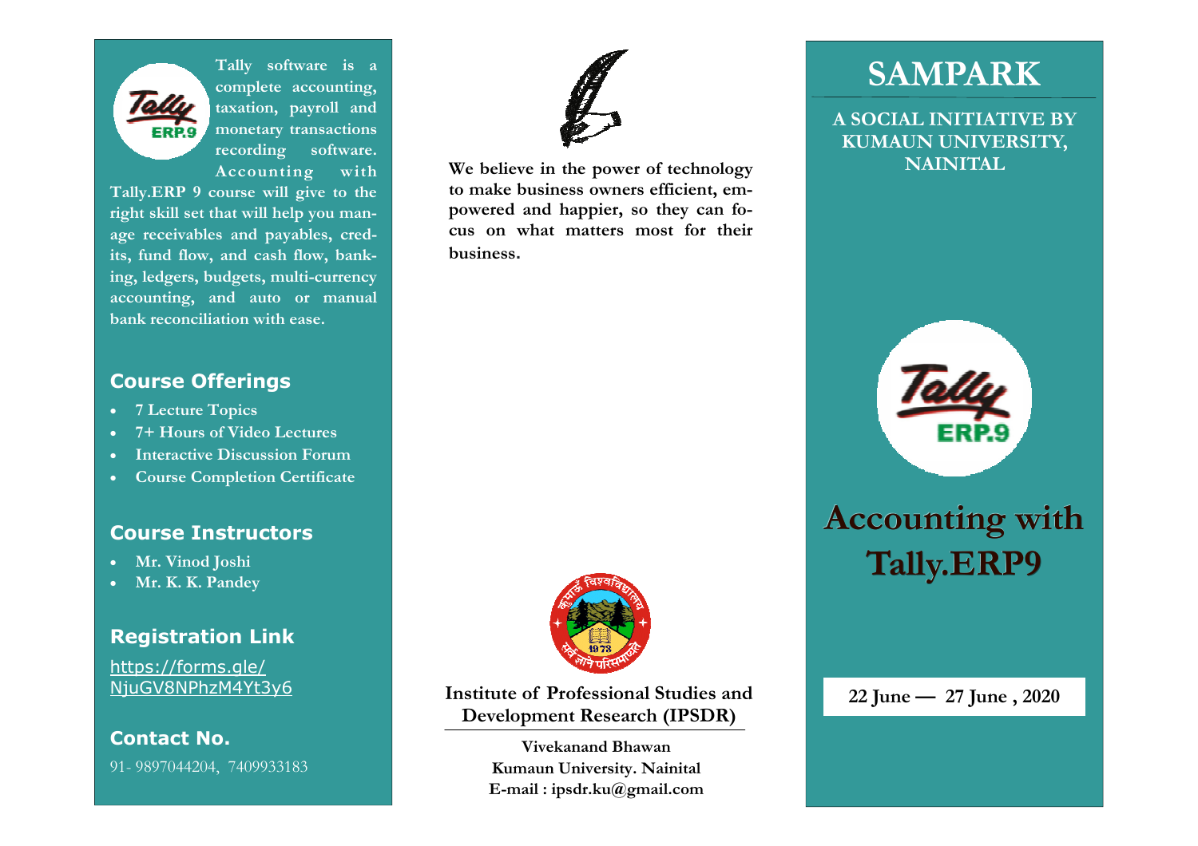Tally software is a complete accounting, taxation, payroll and monetary transactions recording software. Accounting with Tally.ERP 9 course will give to the right skill set that will help you manage receivables and payables, credits, fund flow, and cash flow, banking, ledgers, budgets, multi-currency accounting, and auto or manual bank reconciliation with ease.

## Course Offerings

- 7 Lecture Topics
- 7+ Hours of Video Lectures
- Interactive Discussion Forum
- Course Completion Certificate

## Course Instructors

- Mr. Vinod Joshi
- Mr. K. K. Pandey

## Registration Link

https://forms.gle/NjuGV8NPhzM4Yt3y6

## Contact No.

91- 9897044204, 7409933183

**We believe in the power of technology to make business owners efficient, empowered and happier, so they can focus on what matters most for their business.**

**Institute of Professional Studies and Development Research (IPSDR)**

**Vivekanand Bhawan**
**Kumaun University. Nainital**
**E-mail : ipsdr.ku@gmail.com**

# SAMPARK

**A SOCIAL INITIATIVE BY KUMAUN UNIVERSITY, NAINITAL**

# Accounting with Tally.ERP9

**22 June — 27 June , 2020**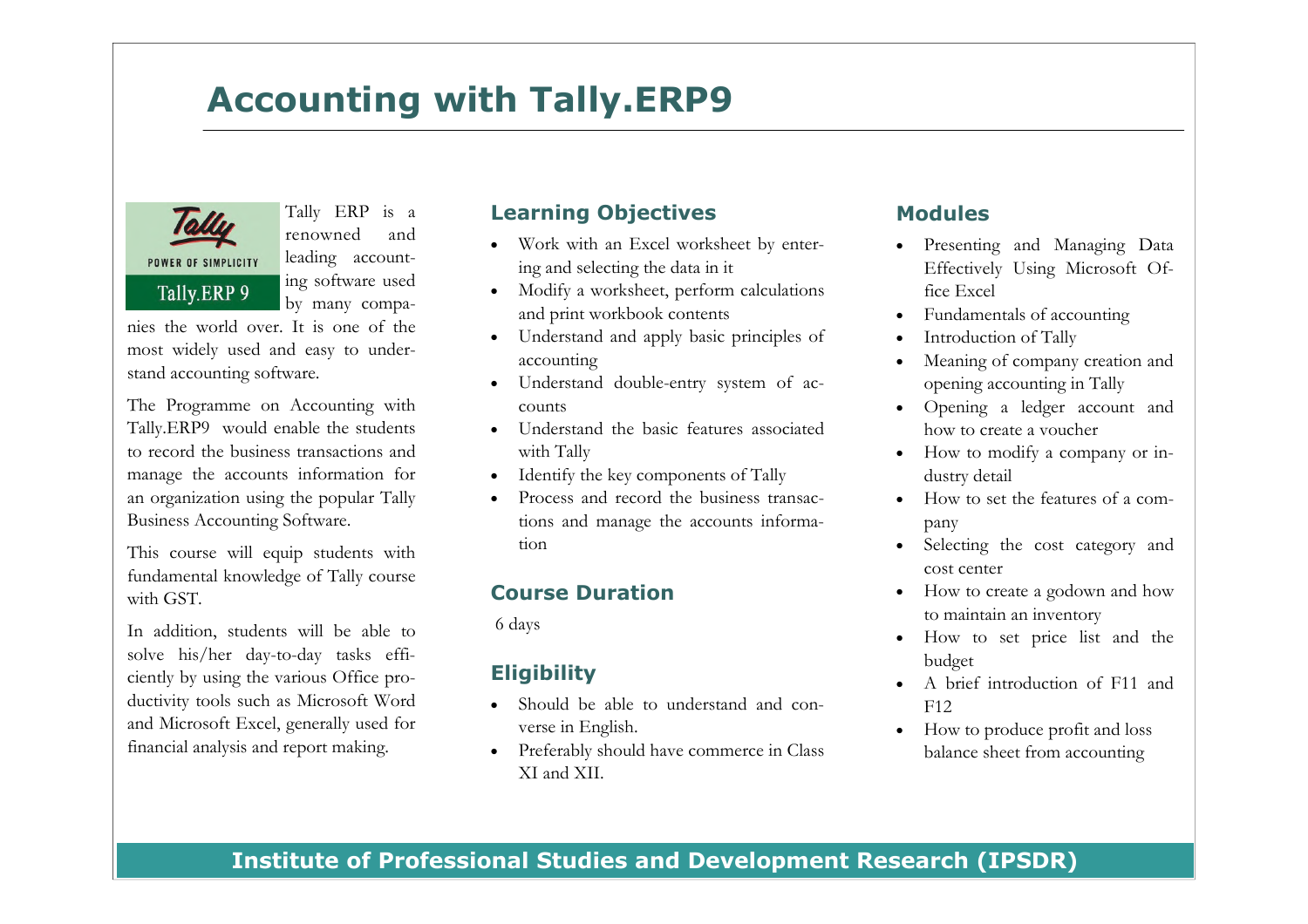# Accounting with Tally.ERP9

Tally ERP is a renowned and leading accounting software used by many companies the world over. It is one of the most widely used and easy to understand accounting software.

The Programme on Accounting with Tally.ERP9 would enable the students to record the business transactions and manage the accounts information for an organization using the popular Tally Business Accounting Software.

This course will equip students with fundamental knowledge of Tally course with GST.

In addition, students will be able to solve his/her day-to-day tasks efficiently by using the various Office productivity tools such as Microsoft Word and Microsoft Excel, generally used for financial analysis and report making.

## Learning Objectives

- Work with an Excel worksheet by entering and selecting the data in it
- Modify a worksheet, perform calculations and print workbook contents
- Understand and apply basic principles of accounting
- Understand double-entry system of accounts
- Understand the basic features associated with Tally
- Identify the key components of Tally
- Process and record the business transactions and manage the accounts information

## Course Duration

6 days

## Eligibility

- Should be able to understand and converse in English.
- Preferably should have commerce in Class XI and XII.

## Modules

- Presenting and Managing Data Effectively Using Microsoft Office Excel
- Fundamentals of accounting
- Introduction of Tally
- Meaning of company creation and opening accounting in Tally
- Opening a ledger account and how to create a voucher
- How to modify a company or industry detail
- How to set the features of a company
- Selecting the cost category and cost center
- How to create a godown and how to maintain an inventory
- How to set price list and the budget
- A brief introduction of F11 and F12
- How to produce profit and loss balance sheet from accounting